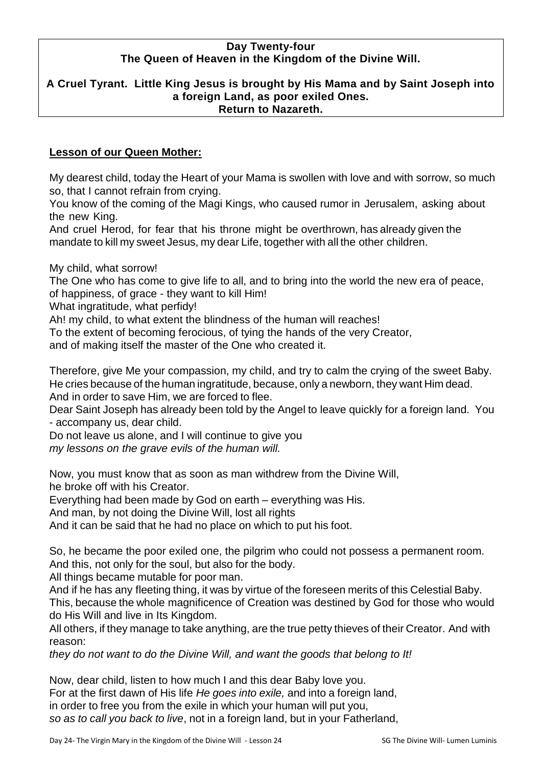**Day Twenty-four**
**The Queen of Heaven in the Kingdom of the Divine Will.**

**A Cruel Tyrant. Little King Jesus is brought by His Mama and by Saint Joseph into a foreign Land, as poor exiled Ones.**
**Return to Nazareth.**

**Lesson of our Queen Mother:**

My dearest child, today the Heart of your Mama is swollen with love and with sorrow, so much so, that I cannot refrain from crying.
You know of the coming of the Magi Kings, who caused rumor in Jerusalem, asking about the new King.
And cruel Herod, for fear that his throne might be overthrown, has already given the mandate to kill my sweet Jesus, my dear Life, together with all the other children.

My child, what sorrow!
The One who has come to give life to all, and to bring into the world the new era of peace, of happiness, of grace - they want to kill Him!
What ingratitude, what perfidy!
Ah! my child, to what extent the blindness of the human will reaches!
To the extent of becoming ferocious, of tying the hands of the very Creator,
and of making itself the master of the One who created it.

Therefore, give Me your compassion, my child, and try to calm the crying of the sweet Baby.
He cries because of the human ingratitude, because, only a newborn, they want Him dead.
And in order to save Him, we are forced to flee.
Dear Saint Joseph has already been told by the Angel to leave quickly for a foreign land. You - accompany us, dear child.
Do not leave us alone, and I will continue to give you
*my lessons on the grave evils of the human will.*

Now, you must know that as soon as man withdrew from the Divine Will,
he broke off with his Creator.
Everything had been made by God on earth – everything was His.
And man, by not doing the Divine Will, lost all rights
And it can be said that he had no place on which to put his foot.

So, he became the poor exiled one, the pilgrim who could not possess a permanent room.
And this, not only for the soul, but also for the body.
All things became mutable for poor man.
And if he has any fleeting thing, it was by virtue of the foreseen merits of this Celestial Baby.
This, because the whole magnificence of Creation was destined by God for those who would do His Will and live in Its Kingdom.
All others, if they manage to take anything, are the true petty thieves of their Creator. And with reason:
*they do not want to do the Divine Will, and want the goods that belong to It!*

Now, dear child, listen to how much I and this dear Baby love you.
For at the first dawn of His life *He goes into exile,* and into a foreign land,
in order to free you from the exile in which your human will put you,
*so as to call you back to live*, not in a foreign land, but in your Fatherland,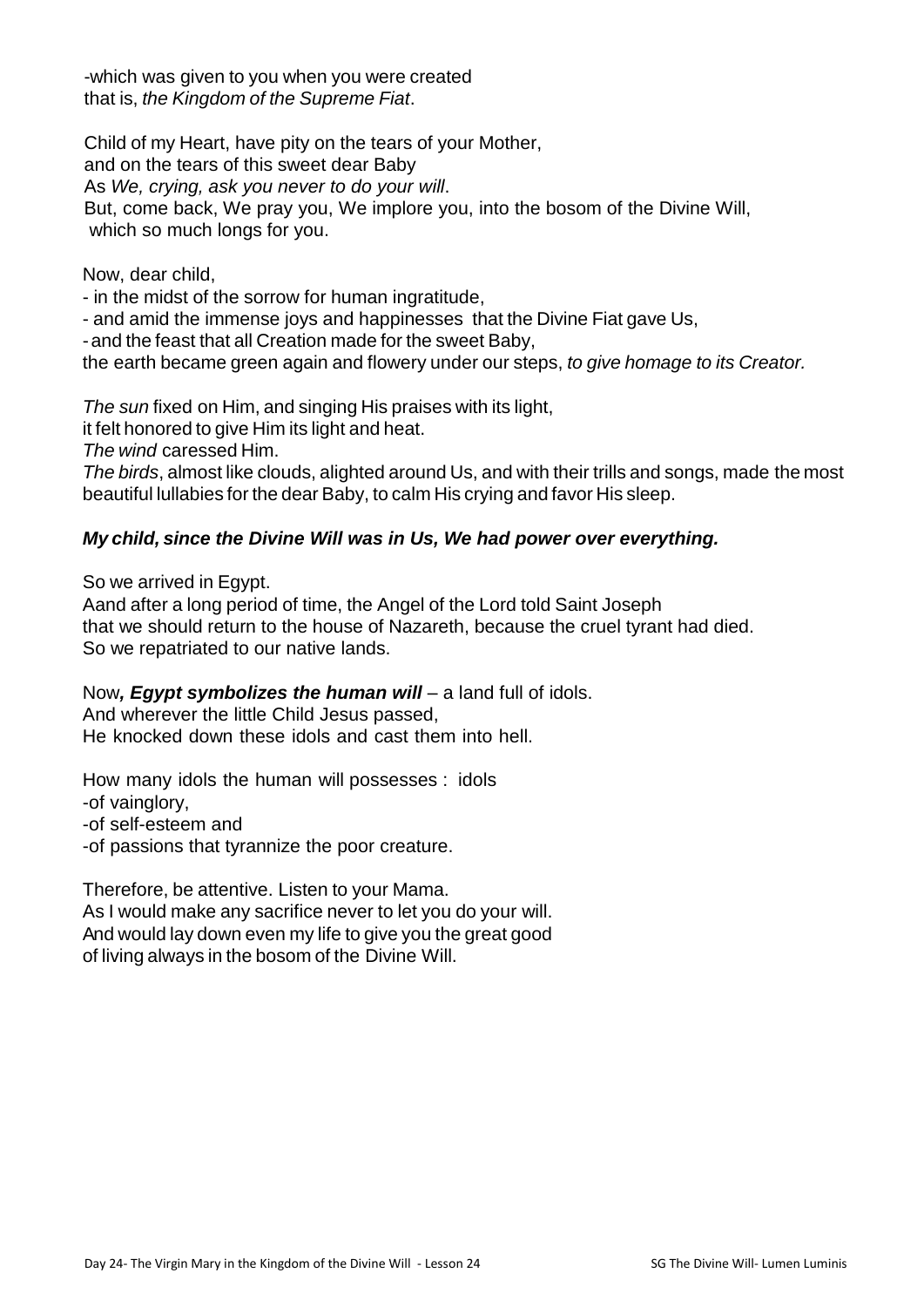-which was given to you when you were created
that is, *the Kingdom of the Supreme Fiat*.

Child of my Heart, have pity on the tears of your Mother,
and on the tears of this sweet dear Baby
As *We, crying, ask you never to do your will*.
But, come back, We pray you, We implore you, into the bosom of the Divine Will,
which so much longs for you.

Now, dear child,
- in the midst of the sorrow for human ingratitude,
- and amid the immense joys and happinesses that the Divine Fiat gave Us,
- and the feast that all Creation made for the sweet Baby,

the earth became green again and flowery under our steps, *to give homage to its Creator.*

*The sun* fixed on Him, and singing His praises with its light,
it felt honored to give Him its light and heat.
*The wind* caressed Him.
*The birds*, almost like clouds, alighted around Us, and with their trills and songs, made the most beautiful lullabies for the dear Baby, to calm His crying and favor His sleep.

***My child, since the Divine Will was in Us, We had power over everything.***

So we arrived in Egypt.
Aand after a long period of time, the Angel of the Lord told Saint Joseph
that we should return to the house of Nazareth, because the cruel tyrant had died.
So we repatriated to our native lands.

Now***, Egypt symbolizes the human will*** – a land full of idols.
And wherever the little Child Jesus passed,
He knocked down these idols and cast them into hell.

How many idols the human will possesses : idols
-of vainglory,
-of self-esteem and
-of passions that tyrannize the poor creature.

Therefore, be attentive. Listen to your Mama.
As I would make any sacrifice never to let you do your will.
And would lay down even my life to give you the great good
of living always in the bosom of the Divine Will.